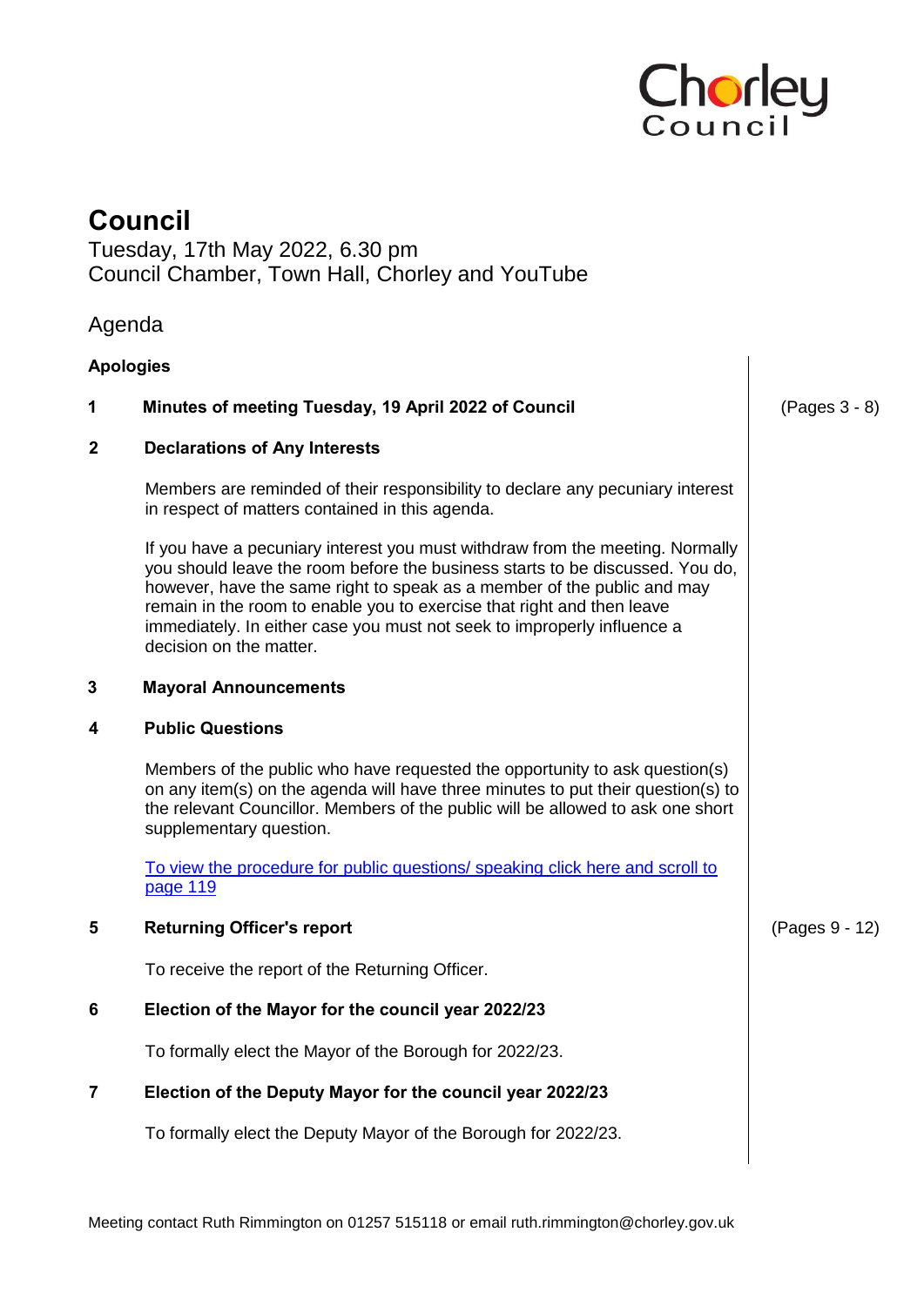# Council

Tuesday, 17th May 2022, 6.30 pm
Council Chamber, Town Hall, Chorley and YouTube

## Agenda

**Apologies**

**1 Minutes of meeting Tuesday, 19 April 2022 of Council** (Pages 3 - 8)

**2 Declarations of Any Interests**

Members are reminded of their responsibility to declare any pecuniary interest in respect of matters contained in this agenda.

If you have a pecuniary interest you must withdraw from the meeting. Normally you should leave the room before the business starts to be discussed. You do, however, have the same right to speak as a member of the public and may remain in the room to enable you to exercise that right and then leave immediately. In either case you must not seek to improperly influence a decision on the matter.

**3 Mayoral Announcements**

**4 Public Questions**

Members of the public who have requested the opportunity to ask question(s) on any item(s) on the agenda will have three minutes to put their question(s) to the relevant Councillor. Members of the public will be allowed to ask one short supplementary question.

To view the procedure for public questions/ speaking click here and scroll to page 119

**5 Returning Officer's report** (Pages 9 - 12)

To receive the report of the Returning Officer.

**6 Election of the Mayor for the council year 2022/23**

To formally elect the Mayor of the Borough for 2022/23.

**7 Election of the Deputy Mayor for the council year 2022/23**

To formally elect the Deputy Mayor of the Borough for 2022/23.

Meeting contact Ruth Rimmington on 01257 515118 or email ruth.rimmington@chorley.gov.uk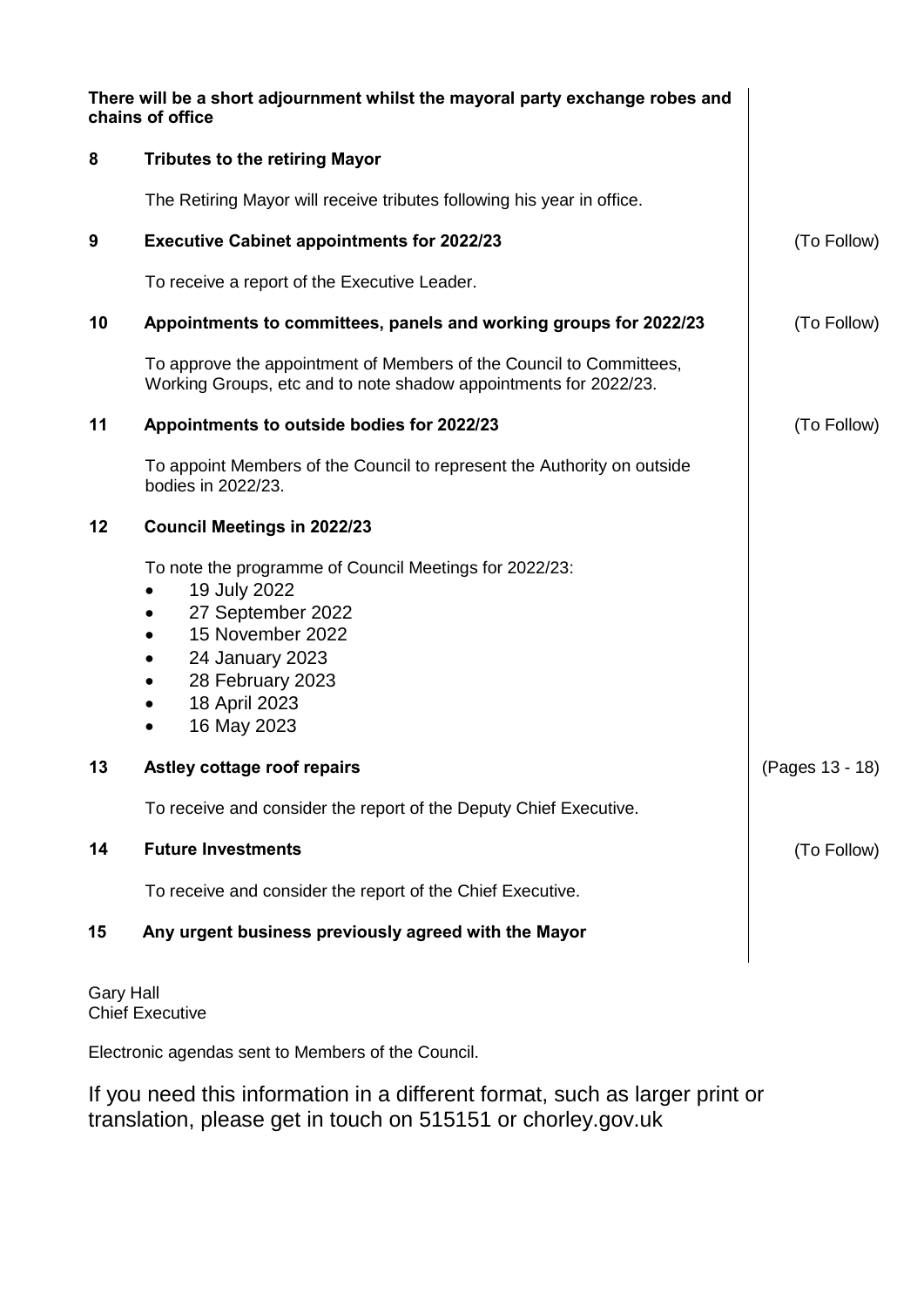**There will be a short adjournment whilst the mayoral party exchange robes and chains of office**

**8 Tributes to the retiring Mayor**

The Retiring Mayor will receive tributes following his year in office.

**9 Executive Cabinet appointments for 2022/23** (To Follow)

To receive a report of the Executive Leader.

**10 Appointments to committees, panels and working groups for 2022/23** (To Follow)

To approve the appointment of Members of the Council to Committees, Working Groups, etc and to note shadow appointments for 2022/23.

**11 Appointments to outside bodies for 2022/23** (To Follow)

To appoint Members of the Council to represent the Authority on outside bodies in 2022/23.

**12 Council Meetings in 2022/23**

To note the programme of Council Meetings for 2022/23:

- 19 July 2022
- 27 September 2022
- 15 November 2022
- 24 January 2023
- 28 February 2023
- 18 April 2023
- 16 May 2023

**13 Astley cottage roof repairs** (Pages 13 - 18)

To receive and consider the report of the Deputy Chief Executive.

**14 Future Investments** (To Follow)

To receive and consider the report of the Chief Executive.

**15 Any urgent business previously agreed with the Mayor**

Gary Hall
Chief Executive

Electronic agendas sent to Members of the Council.

If you need this information in a different format, such as larger print or translation, please get in touch on 515151 or chorley.gov.uk